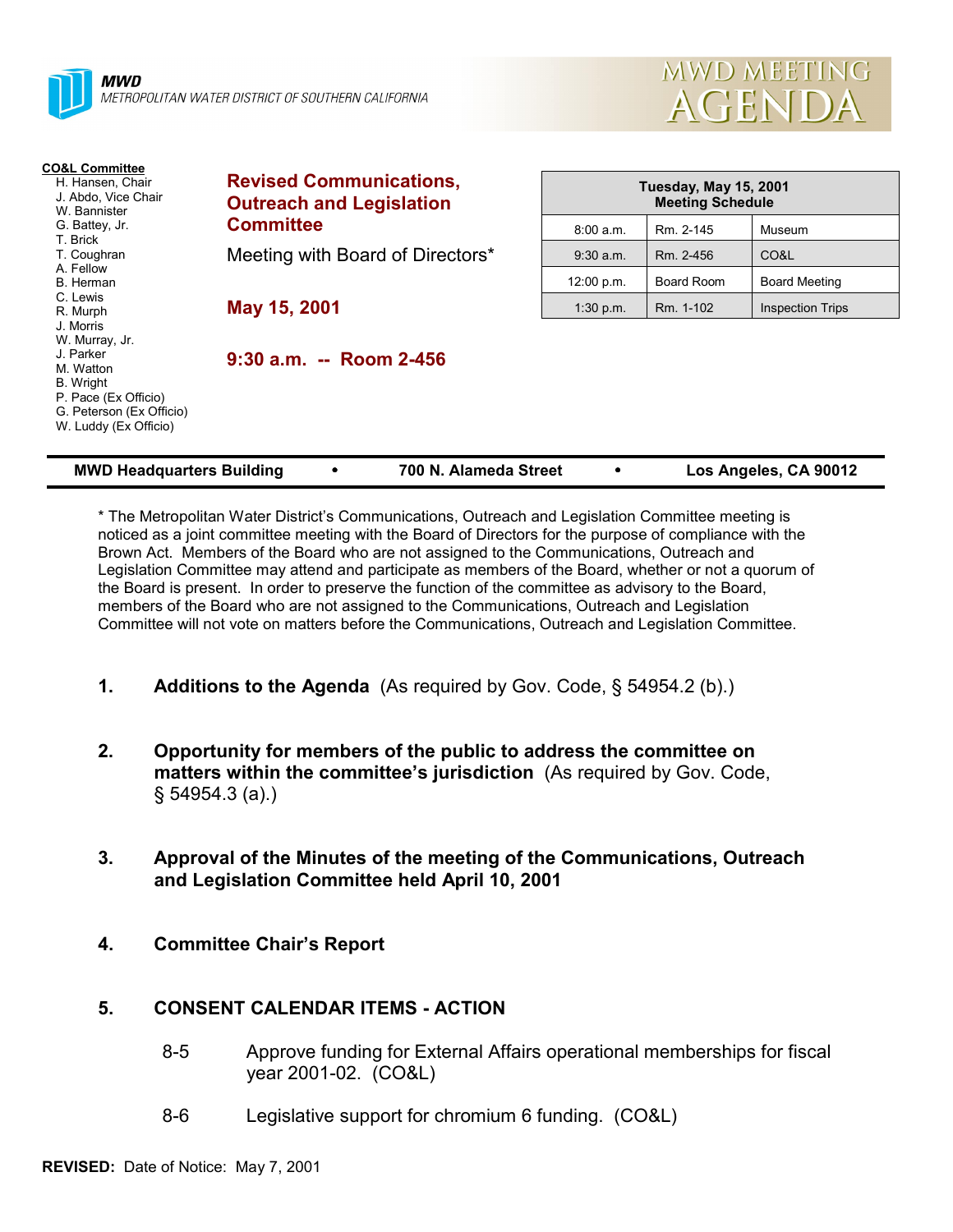**MWD**
METROPOLITAN WATER DISTRICT OF SOUTHERN CALIFORNIA

# MWD MEETING AGENDA

**CO&L Committee**
- H. Hansen, Chair
- J. Abdo, Vice Chair
- W. Bannister
- G. Battey, Jr.
- T. Brick
- T. Coughran
- A. Fellow
- B. Herman
- C. Lewis
- R. Murph
- J. Morris
- W. Murray, Jr.
- J. Parker
- M. Watton
- B. Wright
- P. Pace (Ex Officio)
- G. Peterson (Ex Officio)
- W. Luddy (Ex Officio)

## Revised Communications, Outreach and Legislation Committee

Meeting with Board of Directors*

**May 15, 2001**

**9:30 a.m. -- Room 2-456**

| Tuesday, May 15, 2001 Meeting Schedule | | |
|---|---|---|
| 8:00 a.m. | Rm. 2-145 | Museum |
| 9:30 a.m. | Rm. 2-456 | CO&L |
| 12:00 p.m. | Board Room | Board Meeting |
| 1:30 p.m. | Rm. 1-102 | Inspection Trips |

**MWD Headquarters Building • 700 N. Alameda Street • Los Angeles, CA 90012**

* The Metropolitan Water District's Communications, Outreach and Legislation Committee meeting is noticed as a joint committee meeting with the Board of Directors for the purpose of compliance with the Brown Act. Members of the Board who are not assigned to the Communications, Outreach and Legislation Committee may attend and participate as members of the Board, whether or not a quorum of the Board is present. In order to preserve the function of the committee as advisory to the Board, members of the Board who are not assigned to the Communications, Outreach and Legislation Committee will not vote on matters before the Communications, Outreach and Legislation Committee.

1. **Additions to the Agenda** (As required by Gov. Code, § 54954.2 (b).)

2. **Opportunity for members of the public to address the committee on matters within the committee's jurisdiction** (As required by Gov. Code, § 54954.3 (a).)

3. **Approval of the Minutes of the meeting of the Communications, Outreach and Legislation Committee held April 10, 2001**

4. **Committee Chair's Report**

5. **CONSENT CALENDAR ITEMS - ACTION**

   8-5 Approve funding for External Affairs operational memberships for fiscal year 2001-02. (CO&L)

   8-6 Legislative support for chromium 6 funding. (CO&L)

**REVISED:** Date of Notice: May 7, 2001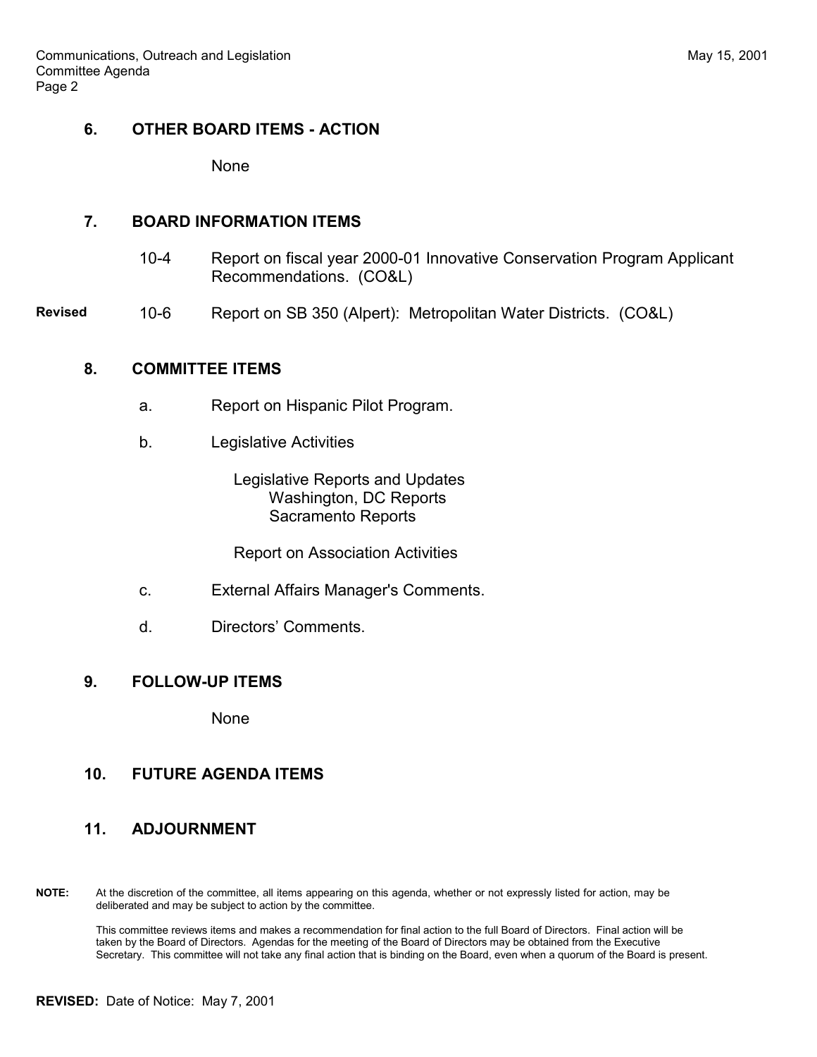## 6. OTHER BOARD ITEMS - ACTION

None

## 7. BOARD INFORMATION ITEMS

10-4 Report on fiscal year 2000-01 Innovative Conservation Program Applicant Recommendations. (CO&L)

**Revised** 10-6 Report on SB 350 (Alpert): Metropolitan Water Districts. (CO&L)

## 8. COMMITTEE ITEMS

a. Report on Hispanic Pilot Program.

b. Legislative Activities

Legislative Reports and Updates
- Washington, DC Reports
- Sacramento Reports

Report on Association Activities

c. External Affairs Manager's Comments.

d. Directors' Comments.

## 9. FOLLOW-UP ITEMS

None

## 10. FUTURE AGENDA ITEMS

## 11. ADJOURNMENT

**NOTE:** At the discretion of the committee, all items appearing on this agenda, whether or not expressly listed for action, may be deliberated and may be subject to action by the committee.

This committee reviews items and makes a recommendation for final action to the full Board of Directors. Final action will be taken by the Board of Directors. Agendas for the meeting of the Board of Directors may be obtained from the Executive Secretary. This committee will not take any final action that is binding on the Board, even when a quorum of the Board is present.

**REVISED:** Date of Notice: May 7, 2001